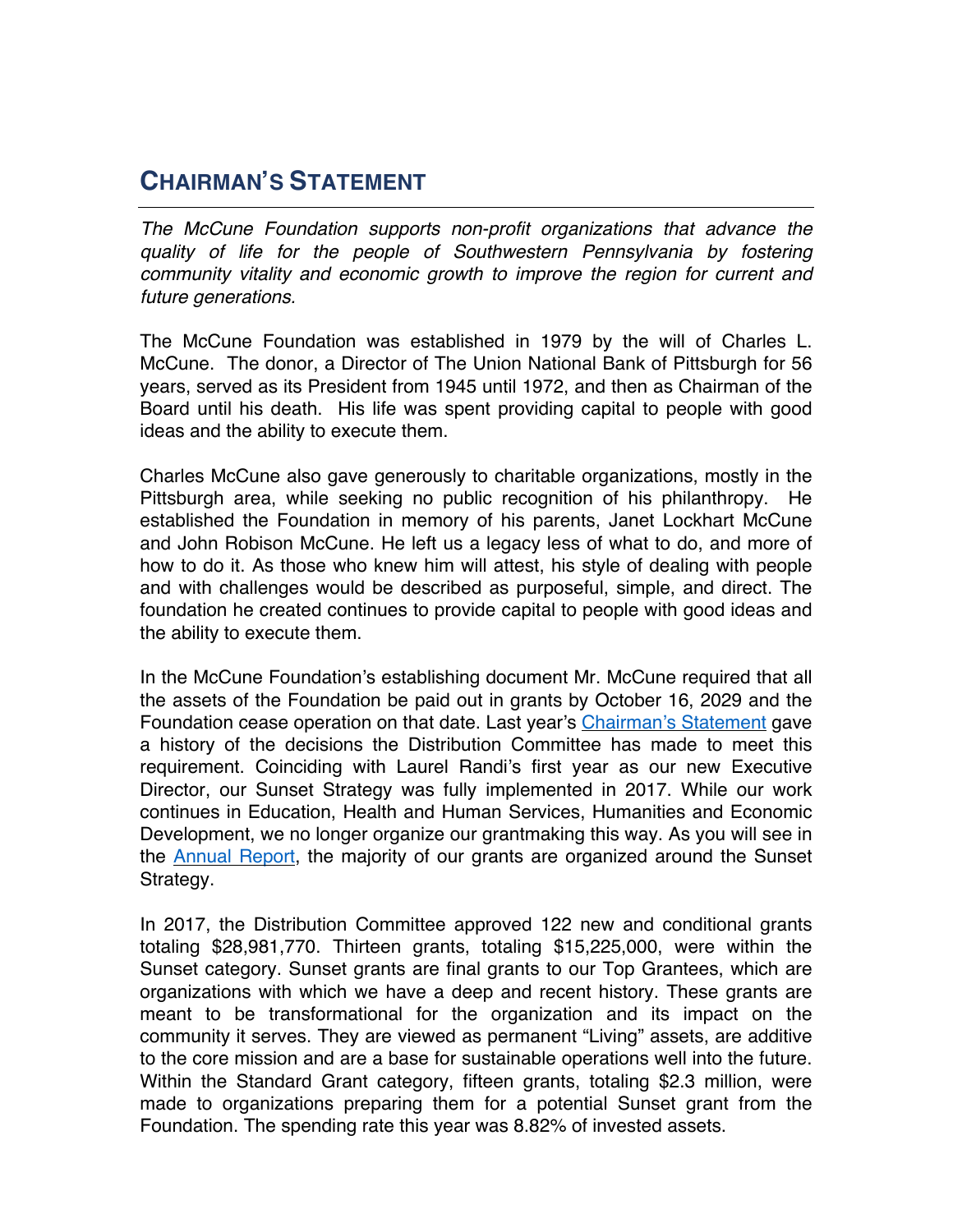# Chairman's Statement

*The McCune Foundation supports non-profit organizations that advance the quality of life for the people of Southwestern Pennsylvania by fostering community vitality and economic growth to improve the region for current and future generations.*

The McCune Foundation was established in 1979 by the will of Charles L. McCune. The donor, a Director of The Union National Bank of Pittsburgh for 56 years, served as its President from 1945 until 1972, and then as Chairman of the Board until his death. His life was spent providing capital to people with good ideas and the ability to execute them.

Charles McCune also gave generously to charitable organizations, mostly in the Pittsburgh area, while seeking no public recognition of his philanthropy. He established the Foundation in memory of his parents, Janet Lockhart McCune and John Robison McCune. He left us a legacy less of what to do, and more of how to do it. As those who knew him will attest, his style of dealing with people and with challenges would be described as purposeful, simple, and direct. The foundation he created continues to provide capital to people with good ideas and the ability to execute them.

In the McCune Foundation's establishing document Mr. McCune required that all the assets of the Foundation be paid out in grants by October 16, 2029 and the Foundation cease operation on that date. Last year's Chairman's Statement gave a history of the decisions the Distribution Committee has made to meet this requirement. Coinciding with Laurel Randi's first year as our new Executive Director, our Sunset Strategy was fully implemented in 2017. While our work continues in Education, Health and Human Services, Humanities and Economic Development, we no longer organize our grantmaking this way. As you will see in the Annual Report, the majority of our grants are organized around the Sunset Strategy.

In 2017, the Distribution Committee approved 122 new and conditional grants totaling $28,981,770. Thirteen grants, totaling $15,225,000, were within the Sunset category. Sunset grants are final grants to our Top Grantees, which are organizations with which we have a deep and recent history. These grants are meant to be transformational for the organization and its impact on the community it serves. They are viewed as permanent "Living" assets, are additive to the core mission and are a base for sustainable operations well into the future. Within the Standard Grant category, fifteen grants, totaling $2.3 million, were made to organizations preparing them for a potential Sunset grant from the Foundation. The spending rate this year was 8.82% of invested assets.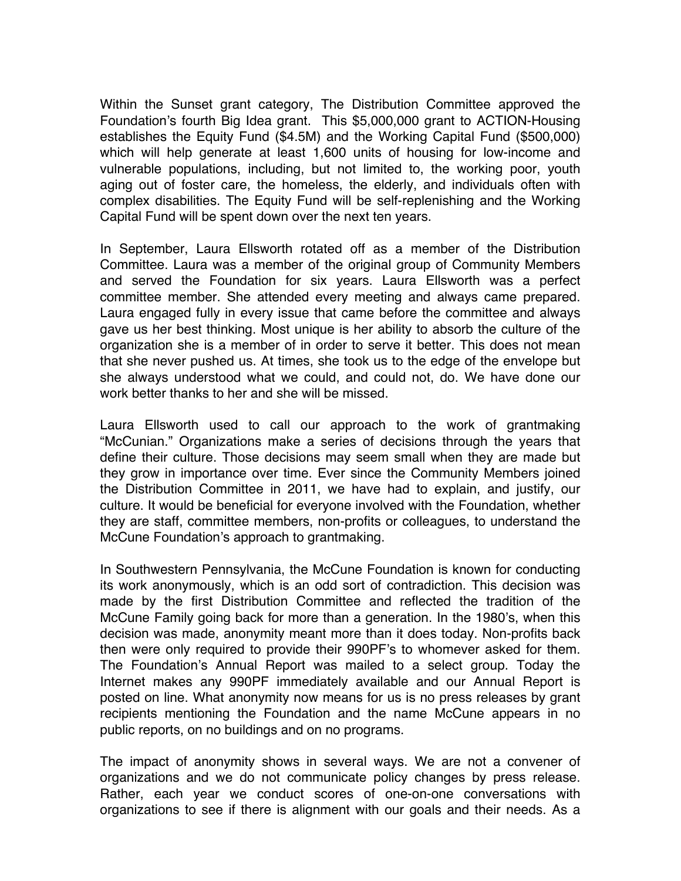Within the Sunset grant category, The Distribution Committee approved the Foundation's fourth Big Idea grant. This $5,000,000 grant to ACTION-Housing establishes the Equity Fund ($4.5M) and the Working Capital Fund ($500,000) which will help generate at least 1,600 units of housing for low-income and vulnerable populations, including, but not limited to, the working poor, youth aging out of foster care, the homeless, the elderly, and individuals often with complex disabilities. The Equity Fund will be self-replenishing and the Working Capital Fund will be spent down over the next ten years.

In September, Laura Ellsworth rotated off as a member of the Distribution Committee. Laura was a member of the original group of Community Members and served the Foundation for six years. Laura Ellsworth was a perfect committee member. She attended every meeting and always came prepared. Laura engaged fully in every issue that came before the committee and always gave us her best thinking. Most unique is her ability to absorb the culture of the organization she is a member of in order to serve it better. This does not mean that she never pushed us. At times, she took us to the edge of the envelope but she always understood what we could, and could not, do. We have done our work better thanks to her and she will be missed.

Laura Ellsworth used to call our approach to the work of grantmaking "McCunian." Organizations make a series of decisions through the years that define their culture. Those decisions may seem small when they are made but they grow in importance over time. Ever since the Community Members joined the Distribution Committee in 2011, we have had to explain, and justify, our culture. It would be beneficial for everyone involved with the Foundation, whether they are staff, committee members, non-profits or colleagues, to understand the McCune Foundation's approach to grantmaking.

In Southwestern Pennsylvania, the McCune Foundation is known for conducting its work anonymously, which is an odd sort of contradiction. This decision was made by the first Distribution Committee and reflected the tradition of the McCune Family going back for more than a generation. In the 1980's, when this decision was made, anonymity meant more than it does today. Non-profits back then were only required to provide their 990PF's to whomever asked for them. The Foundation's Annual Report was mailed to a select group. Today the Internet makes any 990PF immediately available and our Annual Report is posted on line. What anonymity now means for us is no press releases by grant recipients mentioning the Foundation and the name McCune appears in no public reports, on no buildings and on no programs.

The impact of anonymity shows in several ways. We are not a convener of organizations and we do not communicate policy changes by press release. Rather, each year we conduct scores of one-on-one conversations with organizations to see if there is alignment with our goals and their needs. As a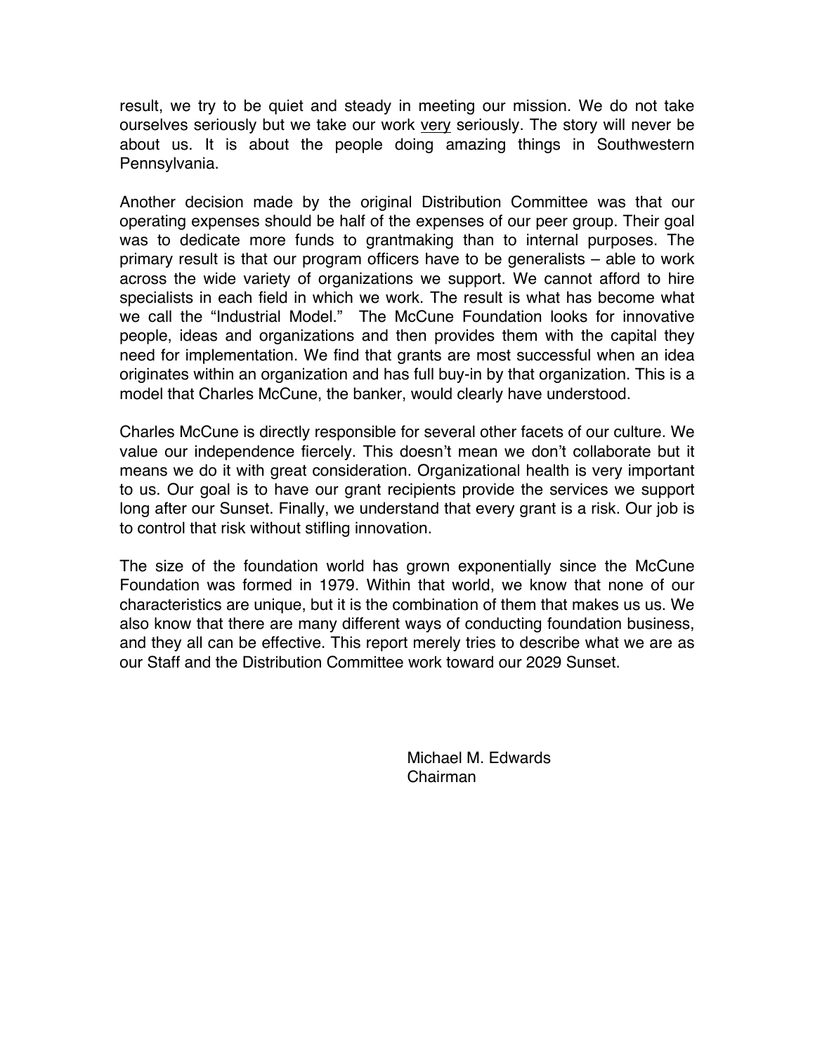result, we try to be quiet and steady in meeting our mission. We do not take ourselves seriously but we take our work <u>very</u> seriously. The story will never be about us. It is about the people doing amazing things in Southwestern Pennsylvania.

Another decision made by the original Distribution Committee was that our operating expenses should be half of the expenses of our peer group. Their goal was to dedicate more funds to grantmaking than to internal purposes. The primary result is that our program officers have to be generalists – able to work across the wide variety of organizations we support. We cannot afford to hire specialists in each field in which we work. The result is what has become what we call the "Industrial Model." The McCune Foundation looks for innovative people, ideas and organizations and then provides them with the capital they need for implementation. We find that grants are most successful when an idea originates within an organization and has full buy-in by that organization. This is a model that Charles McCune, the banker, would clearly have understood.

Charles McCune is directly responsible for several other facets of our culture. We value our independence fiercely. This doesn't mean we don't collaborate but it means we do it with great consideration. Organizational health is very important to us. Our goal is to have our grant recipients provide the services we support long after our Sunset. Finally, we understand that every grant is a risk. Our job is to control that risk without stifling innovation.

The size of the foundation world has grown exponentially since the McCune Foundation was formed in 1979. Within that world, we know that none of our characteristics are unique, but it is the combination of them that makes us us. We also know that there are many different ways of conducting foundation business, and they all can be effective. This report merely tries to describe what we are as our Staff and the Distribution Committee work toward our 2029 Sunset.

Michael M. Edwards
Chairman